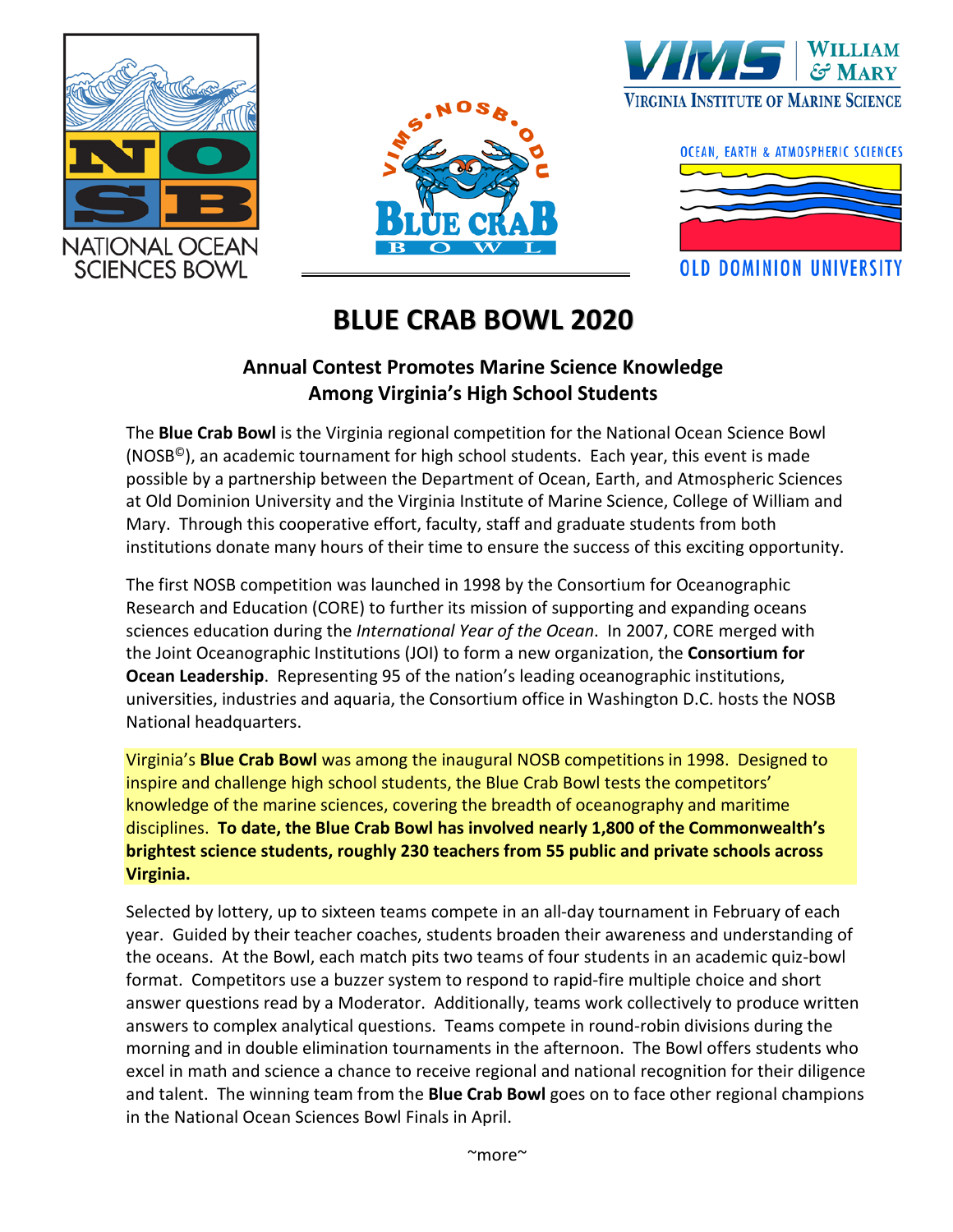# BLUE CRAB BOWL 2020

### Annual Contest Promotes Marine Science Knowledge Among Virginia's High School Students

The **Blue Crab Bowl** is the Virginia regional competition for the National Ocean Science Bowl (NOSB©), an academic tournament for high school students. Each year, this event is made possible by a partnership between the Department of Ocean, Earth, and Atmospheric Sciences at Old Dominion University and the Virginia Institute of Marine Science, College of William and Mary. Through this cooperative effort, faculty, staff and graduate students from both institutions donate many hours of their time to ensure the success of this exciting opportunity.

The first NOSB competition was launched in 1998 by the Consortium for Oceanographic Research and Education (CORE) to further its mission of supporting and expanding oceans sciences education during the *International Year of the Ocean*. In 2007, CORE merged with the Joint Oceanographic Institutions (JOI) to form a new organization, the **Consortium for Ocean Leadership**. Representing 95 of the nation's leading oceanographic institutions, universities, industries and aquaria, the Consortium office in Washington D.C. hosts the NOSB National headquarters.

Virginia's **Blue Crab Bowl** was among the inaugural NOSB competitions in 1998. Designed to inspire and challenge high school students, the Blue Crab Bowl tests the competitors' knowledge of the marine sciences, covering the breadth of oceanography and maritime disciplines. **To date, the Blue Crab Bowl has involved nearly 1,800 of the Commonwealth's brightest science students, roughly 230 teachers from 55 public and private schools across Virginia.**

Selected by lottery, up to sixteen teams compete in an all-day tournament in February of each year. Guided by their teacher coaches, students broaden their awareness and understanding of the oceans. At the Bowl, each match pits two teams of four students in an academic quiz-bowl format. Competitors use a buzzer system to respond to rapid-fire multiple choice and short answer questions read by a Moderator. Additionally, teams work collectively to produce written answers to complex analytical questions. Teams compete in round-robin divisions during the morning and in double elimination tournaments in the afternoon. The Bowl offers students who excel in math and science a chance to receive regional and national recognition for their diligence and talent. The winning team from the **Blue Crab Bowl** goes on to face other regional champions in the National Ocean Sciences Bowl Finals in April.

~more~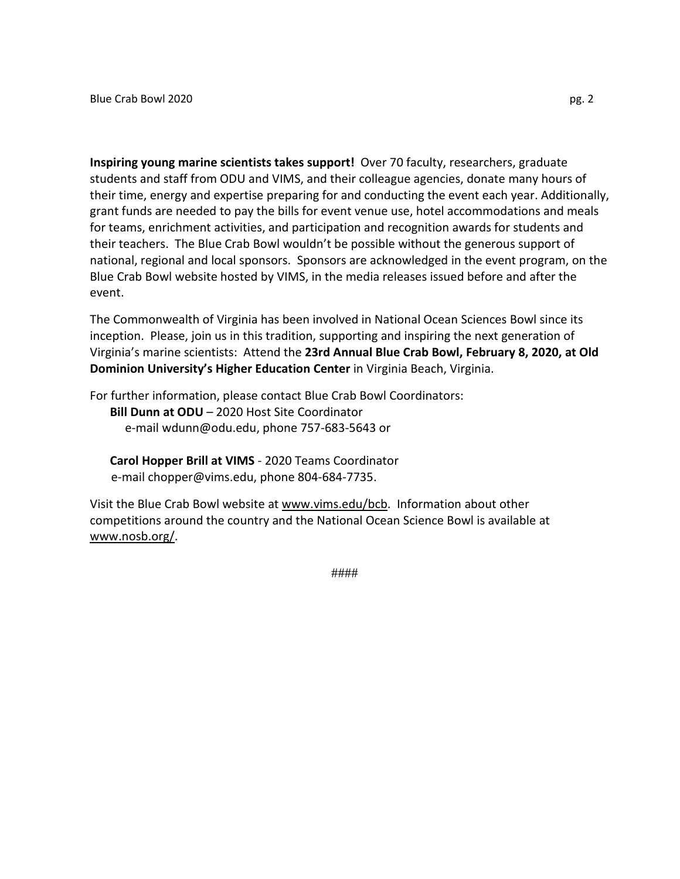**Inspiring young marine scientists takes support!** Over 70 faculty, researchers, graduate students and staff from ODU and VIMS, and their colleague agencies, donate many hours of their time, energy and expertise preparing for and conducting the event each year. Additionally, grant funds are needed to pay the bills for event venue use, hotel accommodations and meals for teams, enrichment activities, and participation and recognition awards for students and their teachers. The Blue Crab Bowl wouldn't be possible without the generous support of national, regional and local sponsors. Sponsors are acknowledged in the event program, on the Blue Crab Bowl website hosted by VIMS, in the media releases issued before and after the event.

The Commonwealth of Virginia has been involved in National Ocean Sciences Bowl since its inception. Please, join us in this tradition, supporting and inspiring the next generation of Virginia's marine scientists: Attend the **23rd Annual Blue Crab Bowl, February 8, 2020, at Old Dominion University's Higher Education Center** in Virginia Beach, Virginia.

For further information, please contact Blue Crab Bowl Coordinators:

**Bill Dunn at ODU** – 2020 Host Site Coordinator
e-mail wdunn@odu.edu, phone 757-683-5643 or

**Carol Hopper Brill at VIMS** - 2020 Teams Coordinator
e-mail chopper@vims.edu, phone 804-684-7735.

Visit the Blue Crab Bowl website at www.vims.edu/bcb. Information about other competitions around the country and the National Ocean Science Bowl is available at www.nosb.org/.

####